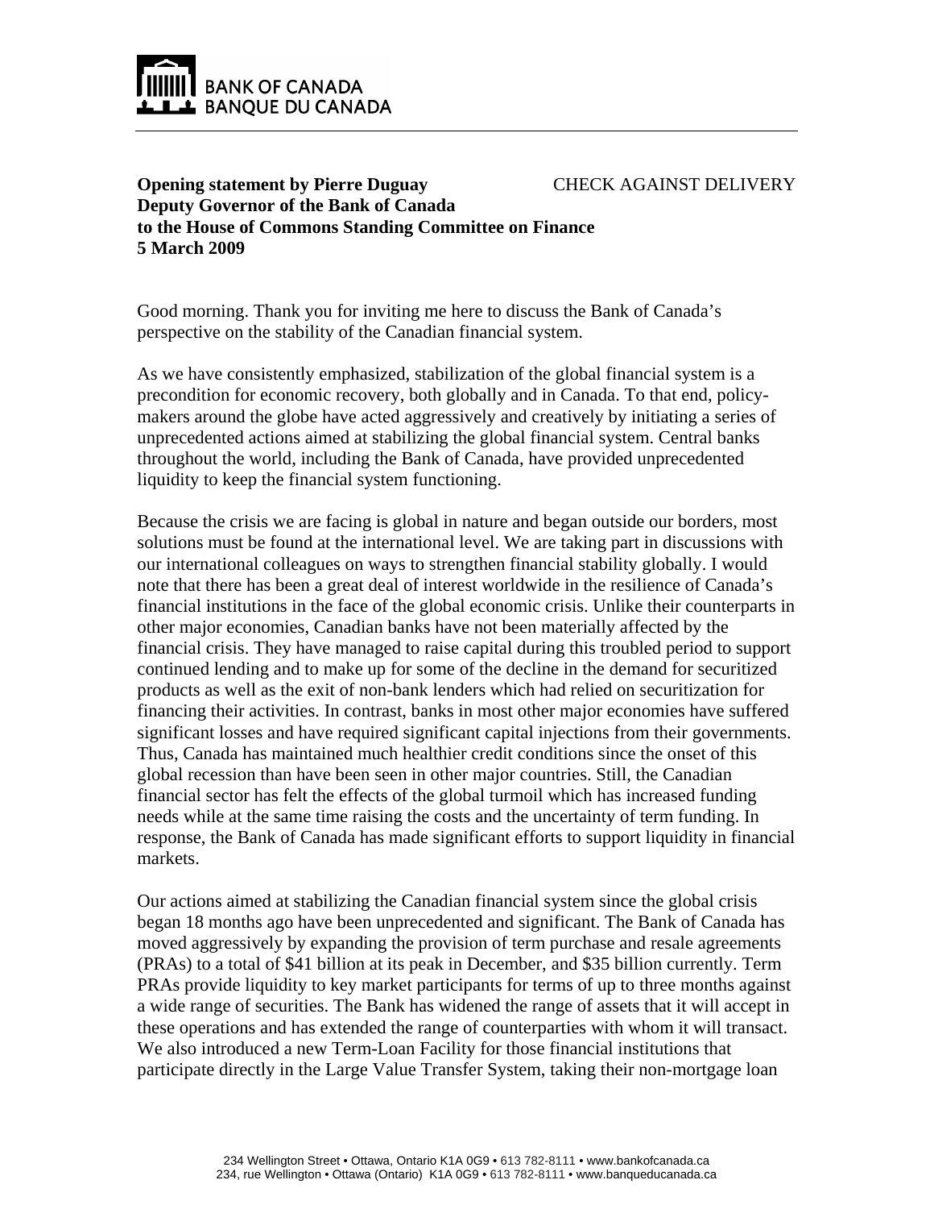BANK OF CANADA
BANQUE DU CANADA

**Opening statement by Pierre Duguay** CHECK AGAINST DELIVERY
**Deputy Governor of the Bank of Canada**
**to the House of Commons Standing Committee on Finance**
**5 March 2009**

Good morning. Thank you for inviting me here to discuss the Bank of Canada's perspective on the stability of the Canadian financial system.

As we have consistently emphasized, stabilization of the global financial system is a precondition for economic recovery, both globally and in Canada. To that end, policy-makers around the globe have acted aggressively and creatively by initiating a series of unprecedented actions aimed at stabilizing the global financial system. Central banks throughout the world, including the Bank of Canada, have provided unprecedented liquidity to keep the financial system functioning.

Because the crisis we are facing is global in nature and began outside our borders, most solutions must be found at the international level. We are taking part in discussions with our international colleagues on ways to strengthen financial stability globally. I would note that there has been a great deal of interest worldwide in the resilience of Canada's financial institutions in the face of the global economic crisis. Unlike their counterparts in other major economies, Canadian banks have not been materially affected by the financial crisis. They have managed to raise capital during this troubled period to support continued lending and to make up for some of the decline in the demand for securitized products as well as the exit of non-bank lenders which had relied on securitization for financing their activities. In contrast, banks in most other major economies have suffered significant losses and have required significant capital injections from their governments. Thus, Canada has maintained much healthier credit conditions since the onset of this global recession than have been seen in other major countries. Still, the Canadian financial sector has felt the effects of the global turmoil which has increased funding needs while at the same time raising the costs and the uncertainty of term funding. In response, the Bank of Canada has made significant efforts to support liquidity in financial markets.

Our actions aimed at stabilizing the Canadian financial system since the global crisis began 18 months ago have been unprecedented and significant. The Bank of Canada has moved aggressively by expanding the provision of term purchase and resale agreements (PRAs) to a total of $41 billion at its peak in December, and $35 billion currently. Term PRAs provide liquidity to key market participants for terms of up to three months against a wide range of securities. The Bank has widened the range of assets that it will accept in these operations and has extended the range of counterparties with whom it will transact. We also introduced a new Term-Loan Facility for those financial institutions that participate directly in the Large Value Transfer System, taking their non-mortgage loan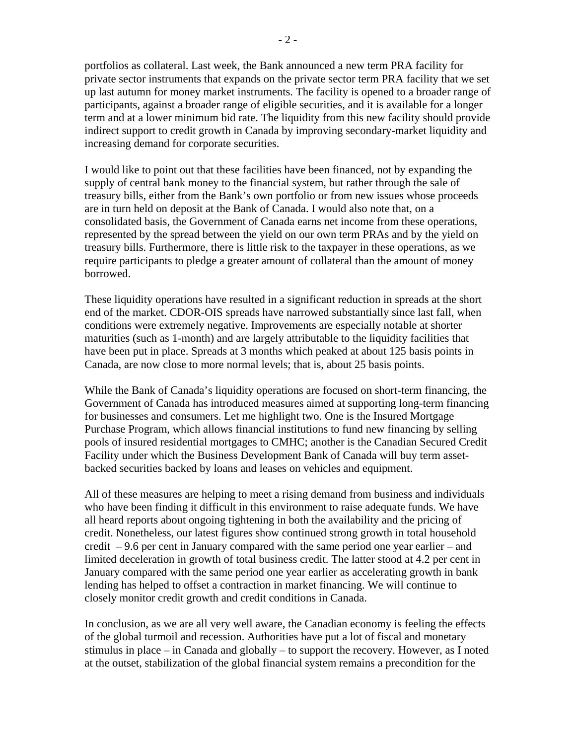portfolios as collateral. Last week, the Bank announced a new term PRA facility for private sector instruments that expands on the private sector term PRA facility that we set up last autumn for money market instruments. The facility is opened to a broader range of participants, against a broader range of eligible securities, and it is available for a longer term and at a lower minimum bid rate. The liquidity from this new facility should provide indirect support to credit growth in Canada by improving secondary-market liquidity and increasing demand for corporate securities.

I would like to point out that these facilities have been financed, not by expanding the supply of central bank money to the financial system, but rather through the sale of treasury bills, either from the Bank's own portfolio or from new issues whose proceeds are in turn held on deposit at the Bank of Canada. I would also note that, on a consolidated basis, the Government of Canada earns net income from these operations, represented by the spread between the yield on our own term PRAs and by the yield on treasury bills. Furthermore, there is little risk to the taxpayer in these operations, as we require participants to pledge a greater amount of collateral than the amount of money borrowed.

These liquidity operations have resulted in a significant reduction in spreads at the short end of the market. CDOR-OIS spreads have narrowed substantially since last fall, when conditions were extremely negative. Improvements are especially notable at shorter maturities (such as 1-month) and are largely attributable to the liquidity facilities that have been put in place. Spreads at 3 months which peaked at about 125 basis points in Canada, are now close to more normal levels; that is, about 25 basis points.

While the Bank of Canada's liquidity operations are focused on short-term financing, the Government of Canada has introduced measures aimed at supporting long-term financing for businesses and consumers. Let me highlight two. One is the Insured Mortgage Purchase Program, which allows financial institutions to fund new financing by selling pools of insured residential mortgages to CMHC; another is the Canadian Secured Credit Facility under which the Business Development Bank of Canada will buy term asset-backed securities backed by loans and leases on vehicles and equipment.

All of these measures are helping to meet a rising demand from business and individuals who have been finding it difficult in this environment to raise adequate funds. We have all heard reports about ongoing tightening in both the availability and the pricing of credit. Nonetheless, our latest figures show continued strong growth in total household credit – 9.6 per cent in January compared with the same period one year earlier – and limited deceleration in growth of total business credit. The latter stood at 4.2 per cent in January compared with the same period one year earlier as accelerating growth in bank lending has helped to offset a contraction in market financing. We will continue to closely monitor credit growth and credit conditions in Canada.

In conclusion, as we are all very well aware, the Canadian economy is feeling the effects of the global turmoil and recession. Authorities have put a lot of fiscal and monetary stimulus in place – in Canada and globally – to support the recovery. However, as I noted at the outset, stabilization of the global financial system remains a precondition for the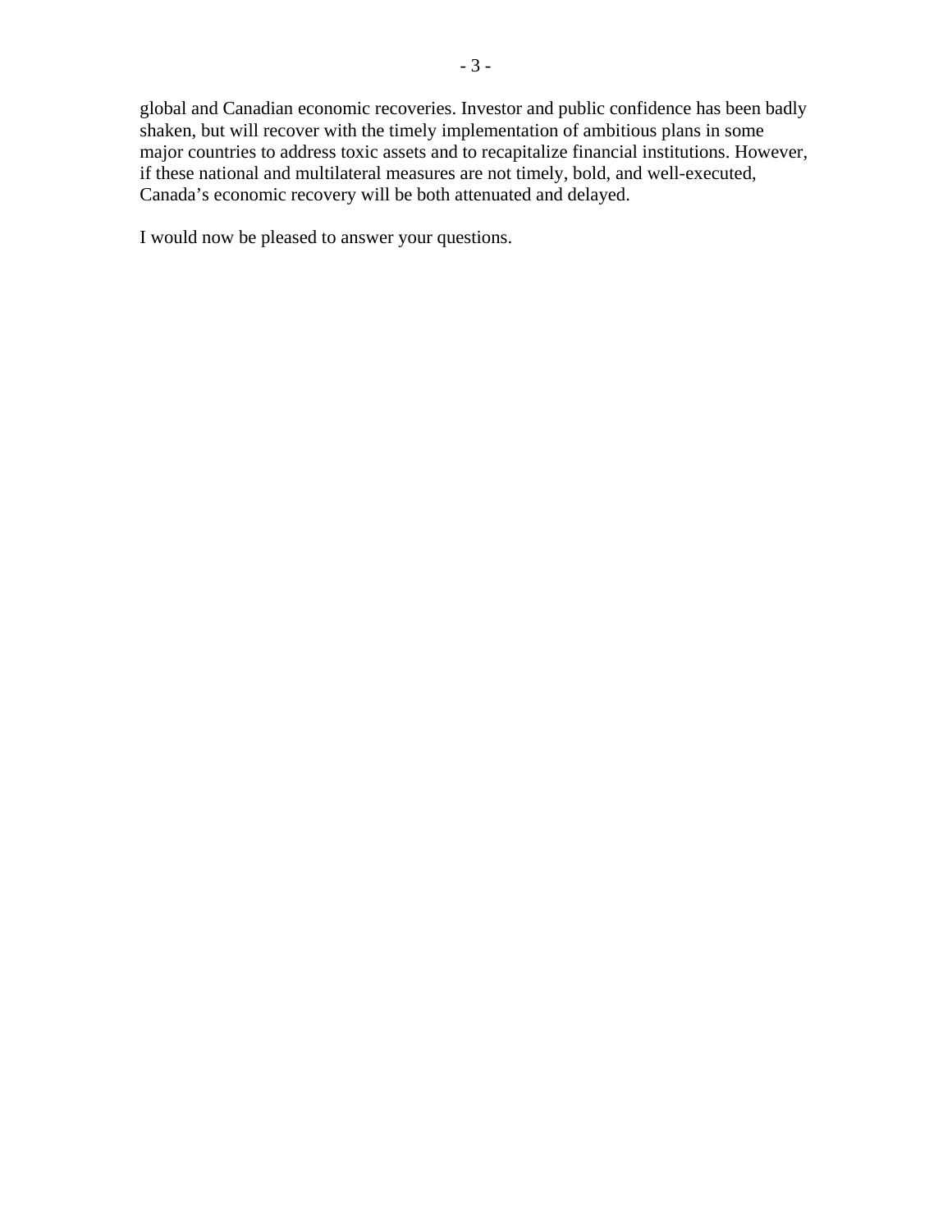global and Canadian economic recoveries. Investor and public confidence has been badly shaken, but will recover with the timely implementation of ambitious plans in some major countries to address toxic assets and to recapitalize financial institutions. However, if these national and multilateral measures are not timely, bold, and well-executed, Canada's economic recovery will be both attenuated and delayed.

I would now be pleased to answer your questions.